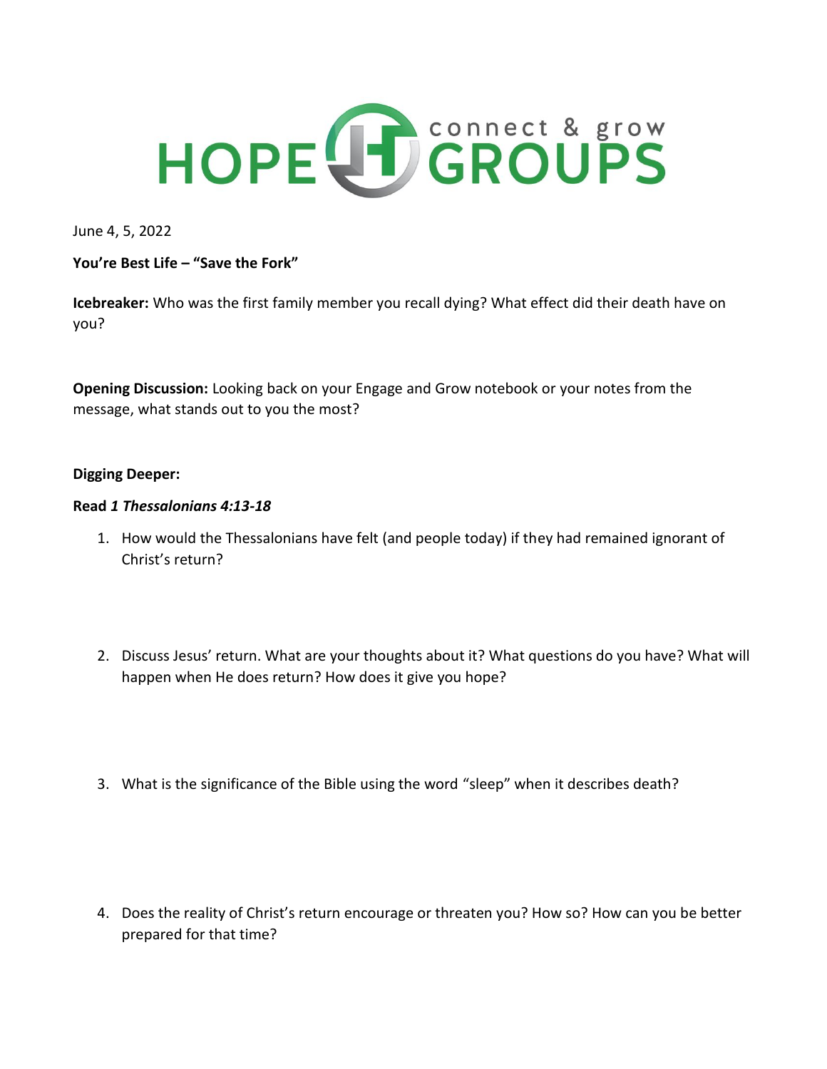# HOPE GROUPS connect & grow

June 4, 5, 2022

**You're Best Life – "Save the Fork"**

**Icebreaker:** Who was the first family member you recall dying? What effect did their death have on you?

**Opening Discussion:** Looking back on your Engage and Grow notebook or your notes from the message, what stands out to you the most?

**Digging Deeper:**

**Read *1 Thessalonians 4:13-18***

1. How would the Thessalonians have felt (and people today) if they had remained ignorant of Christ's return?

2. Discuss Jesus' return. What are your thoughts about it? What questions do you have? What will happen when He does return? How does it give you hope?

3. What is the significance of the Bible using the word "sleep" when it describes death?

4. Does the reality of Christ's return encourage or threaten you? How so? How can you be better prepared for that time?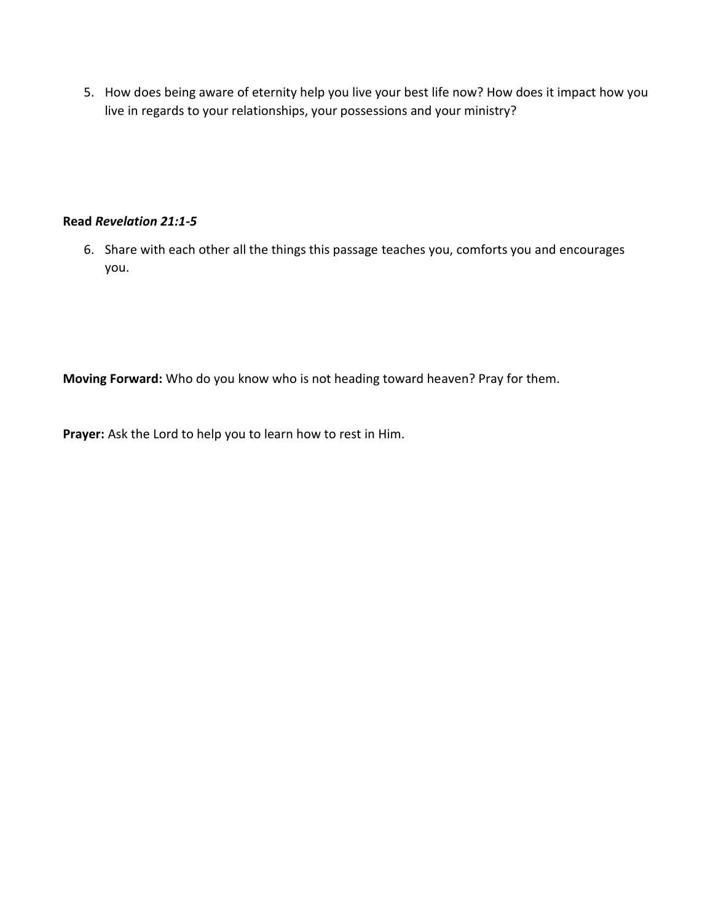5. How does being aware of eternity help you live your best life now? How does it impact how you live in regards to your relationships, your possessions and your ministry?

**Read *Revelation 21:1-5***

6. Share with each other all the things this passage teaches you, comforts you and encourages you.

**Moving Forward:** Who do you know who is not heading toward heaven? Pray for them.

**Prayer:** Ask the Lord to help you to learn how to rest in Him.